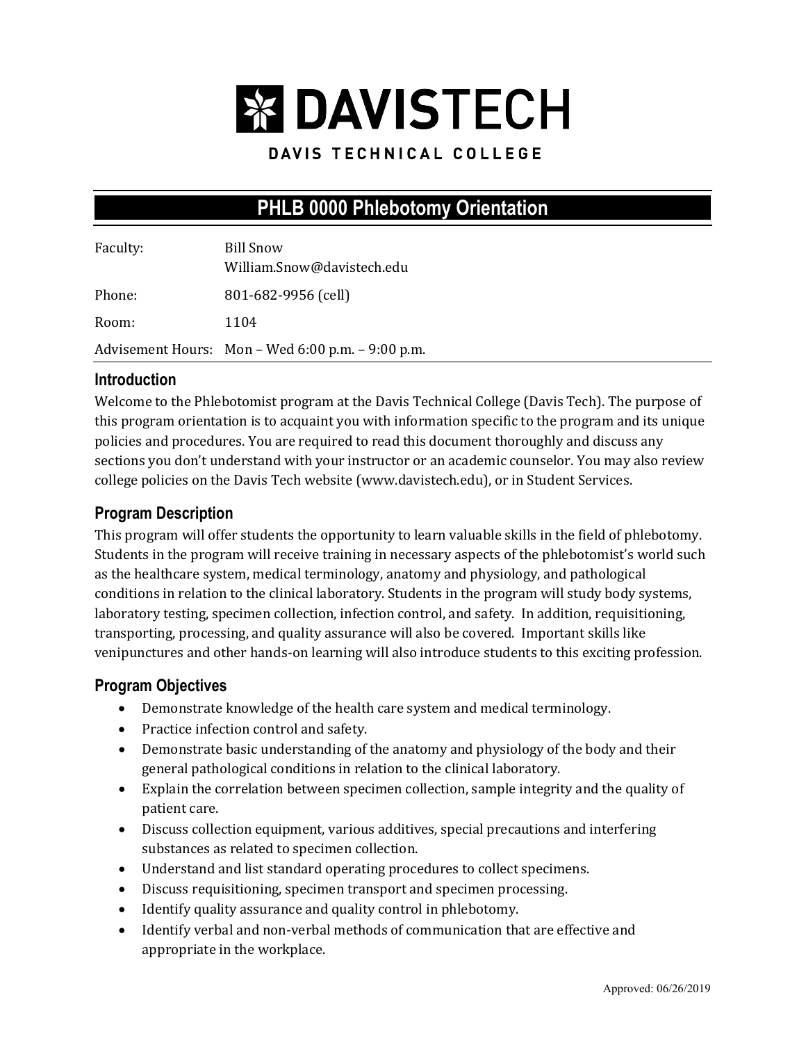# DAVISTECH

DAVIS TECHNICAL COLLEGE

## PHLB 0000 Phlebotomy Orientation

| | |
|---|---|
| Faculty: | Bill Snow<br>William.Snow@davistech.edu |
| Phone: | 801-682-9956 (cell) |
| Room: | 1104 |
| Advisement Hours: | Mon – Wed 6:00 p.m. – 9:00 p.m. |

### Introduction

Welcome to the Phlebotomist program at the Davis Technical College (Davis Tech). The purpose of this program orientation is to acquaint you with information specific to the program and its unique policies and procedures. You are required to read this document thoroughly and discuss any sections you don't understand with your instructor or an academic counselor. You may also review college policies on the Davis Tech website (www.davistech.edu), or in Student Services.

### Program Description

This program will offer students the opportunity to learn valuable skills in the field of phlebotomy. Students in the program will receive training in necessary aspects of the phlebotomist's world such as the healthcare system, medical terminology, anatomy and physiology, and pathological conditions in relation to the clinical laboratory. Students in the program will study body systems, laboratory testing, specimen collection, infection control, and safety. In addition, requisitioning, transporting, processing, and quality assurance will also be covered. Important skills like venipunctures and other hands-on learning will also introduce students to this exciting profession.

### Program Objectives

- Demonstrate knowledge of the health care system and medical terminology.
- Practice infection control and safety.
- Demonstrate basic understanding of the anatomy and physiology of the body and their general pathological conditions in relation to the clinical laboratory.
- Explain the correlation between specimen collection, sample integrity and the quality of patient care.
- Discuss collection equipment, various additives, special precautions and interfering substances as related to specimen collection.
- Understand and list standard operating procedures to collect specimens.
- Discuss requisitioning, specimen transport and specimen processing.
- Identify quality assurance and quality control in phlebotomy.
- Identify verbal and non-verbal methods of communication that are effective and appropriate in the workplace.

Approved: 06/26/2019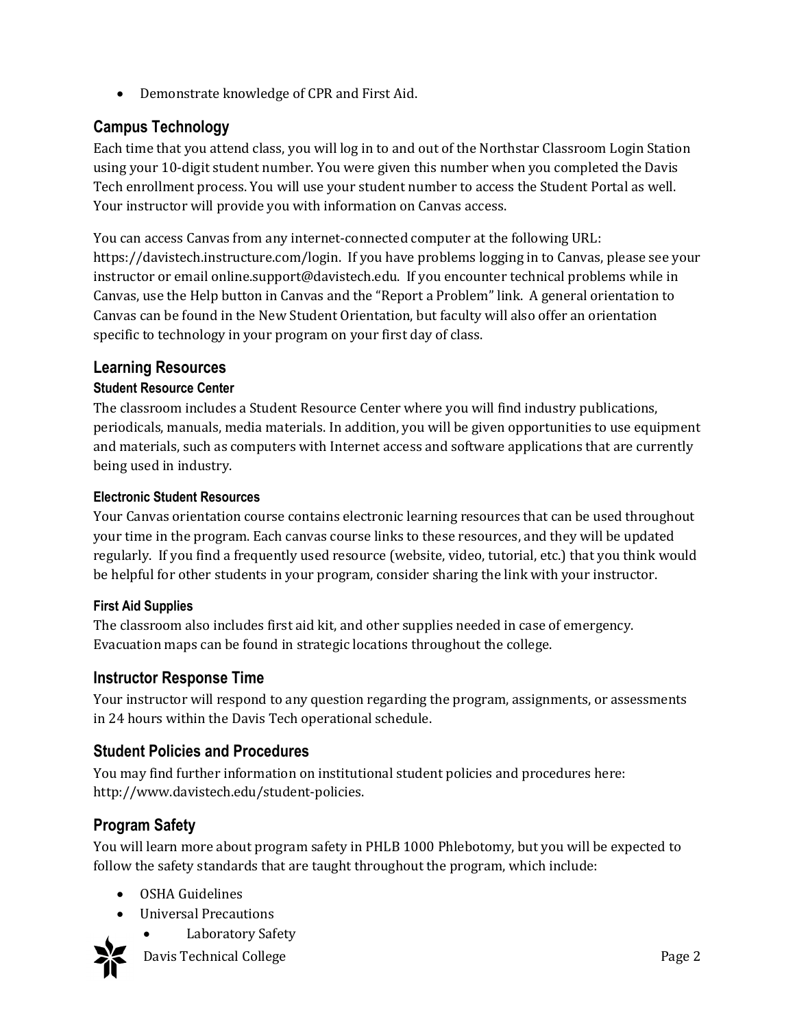- Demonstrate knowledge of CPR and First Aid.

## Campus Technology

Each time that you attend class, you will log in to and out of the Northstar Classroom Login Station using your 10-digit student number. You were given this number when you completed the Davis Tech enrollment process. You will use your student number to access the Student Portal as well. Your instructor will provide you with information on Canvas access.

You can access Canvas from any internet-connected computer at the following URL: https://davistech.instructure.com/login. If you have problems logging in to Canvas, please see your instructor or email online.support@davistech.edu. If you encounter technical problems while in Canvas, use the Help button in Canvas and the "Report a Problem" link. A general orientation to Canvas can be found in the New Student Orientation, but faculty will also offer an orientation specific to technology in your program on your first day of class.

## Learning Resources

### Student Resource Center

The classroom includes a Student Resource Center where you will find industry publications, periodicals, manuals, media materials. In addition, you will be given opportunities to use equipment and materials, such as computers with Internet access and software applications that are currently being used in industry.

### Electronic Student Resources

Your Canvas orientation course contains electronic learning resources that can be used throughout your time in the program. Each canvas course links to these resources, and they will be updated regularly. If you find a frequently used resource (website, video, tutorial, etc.) that you think would be helpful for other students in your program, consider sharing the link with your instructor.

### First Aid Supplies

The classroom also includes first aid kit, and other supplies needed in case of emergency. Evacuation maps can be found in strategic locations throughout the college.

## Instructor Response Time

Your instructor will respond to any question regarding the program, assignments, or assessments in 24 hours within the Davis Tech operational schedule.

## Student Policies and Procedures

You may find further information on institutional student policies and procedures here: http://www.davistech.edu/student-policies.

## Program Safety

You will learn more about program safety in PHLB 1000 Phlebotomy, but you will be expected to follow the safety standards that are taught throughout the program, which include:

- OSHA Guidelines
- Universal Precautions
- Laboratory Safety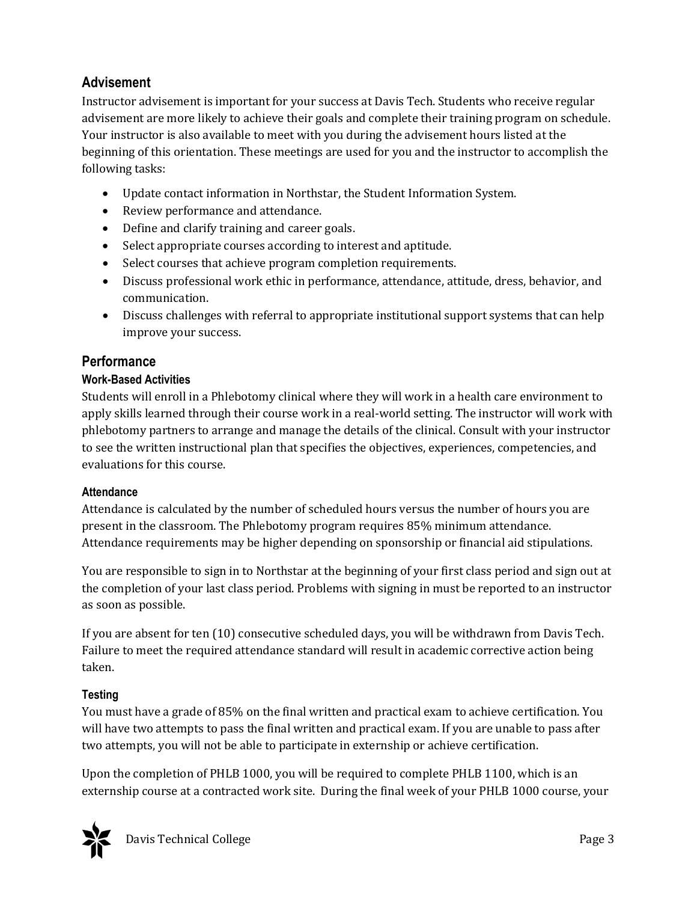## Advisement

Instructor advisement is important for your success at Davis Tech. Students who receive regular advisement are more likely to achieve their goals and complete their training program on schedule. Your instructor is also available to meet with you during the advisement hours listed at the beginning of this orientation. These meetings are used for you and the instructor to accomplish the following tasks:

- Update contact information in Northstar, the Student Information System.
- Review performance and attendance.
- Define and clarify training and career goals.
- Select appropriate courses according to interest and aptitude.
- Select courses that achieve program completion requirements.
- Discuss professional work ethic in performance, attendance, attitude, dress, behavior, and communication.
- Discuss challenges with referral to appropriate institutional support systems that can help improve your success.

## Performance

### Work-Based Activities

Students will enroll in a Phlebotomy clinical where they will work in a health care environment to apply skills learned through their course work in a real-world setting. The instructor will work with phlebotomy partners to arrange and manage the details of the clinical. Consult with your instructor to see the written instructional plan that specifies the objectives, experiences, competencies, and evaluations for this course.

### Attendance

Attendance is calculated by the number of scheduled hours versus the number of hours you are present in the classroom. The Phlebotomy program requires 85% minimum attendance. Attendance requirements may be higher depending on sponsorship or financial aid stipulations.

You are responsible to sign in to Northstar at the beginning of your first class period and sign out at the completion of your last class period. Problems with signing in must be reported to an instructor as soon as possible.

If you are absent for ten (10) consecutive scheduled days, you will be withdrawn from Davis Tech. Failure to meet the required attendance standard will result in academic corrective action being taken.

### Testing

You must have a grade of 85% on the final written and practical exam to achieve certification. You will have two attempts to pass the final written and practical exam. If you are unable to pass after two attempts, you will not be able to participate in externship or achieve certification.

Upon the completion of PHLB 1000, you will be required to complete PHLB 1100, which is an externship course at a contracted work site. During the final week of your PHLB 1000 course, your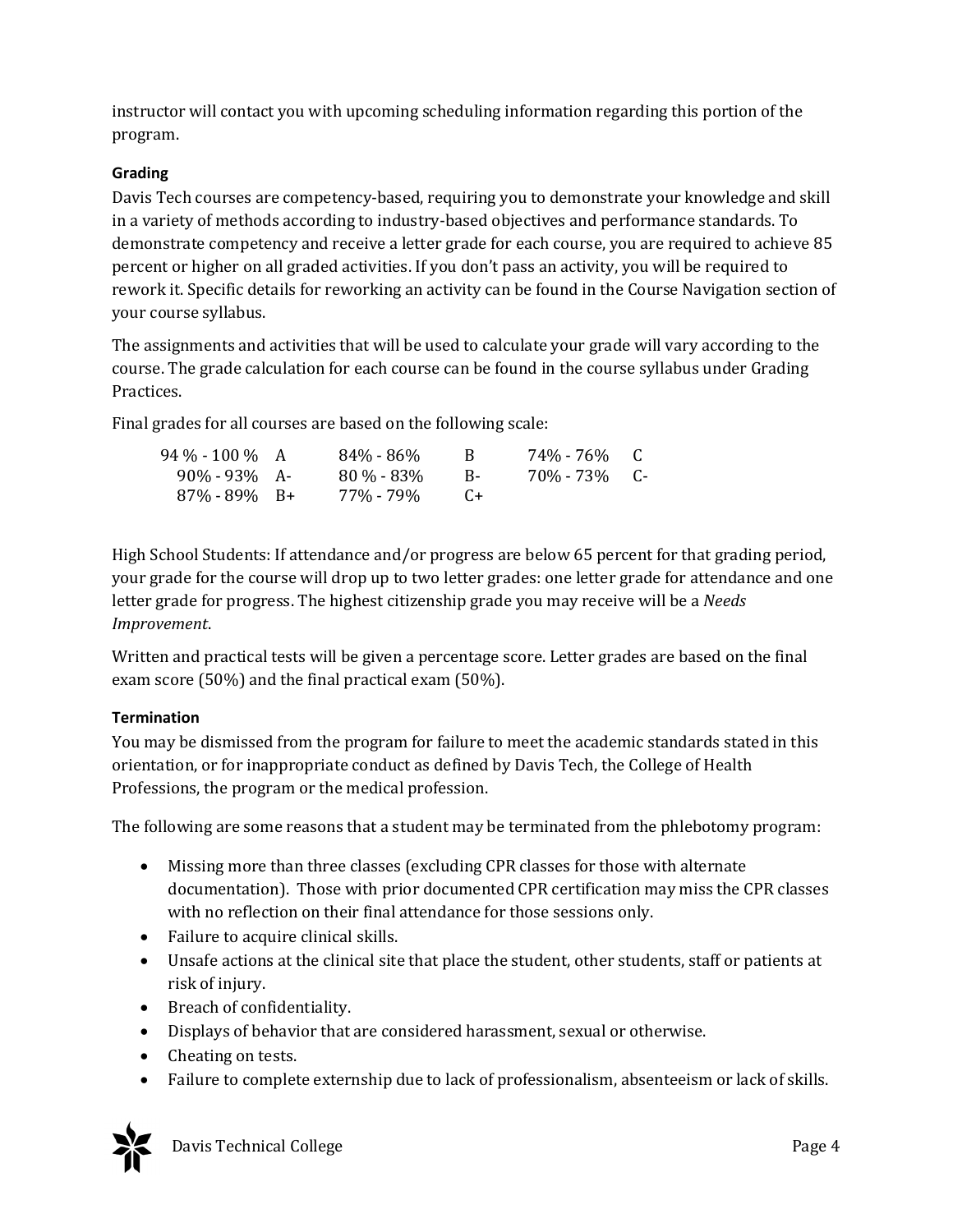instructor will contact you with upcoming scheduling information regarding this portion of the program.

### Grading

Davis Tech courses are competency-based, requiring you to demonstrate your knowledge and skill in a variety of methods according to industry-based objectives and performance standards. To demonstrate competency and receive a letter grade for each course, you are required to achieve 85 percent or higher on all graded activities. If you don't pass an activity, you will be required to rework it. Specific details for reworking an activity can be found in the Course Navigation section of your course syllabus.

The assignments and activities that will be used to calculate your grade will vary according to the course. The grade calculation for each course can be found in the course syllabus under Grading Practices.

Final grades for all courses are based on the following scale:

| | | | | | |
|---|---|---|---|---|---|
| 94 % - 100 % | A | 84% - 86% | B | 74% - 76% | C |
| 90% - 93% | A- | 80 % - 83% | B- | 70% - 73% | C- |
| 87% - 89% | B+ | 77% - 79% | C+ | | |

High School Students: If attendance and/or progress are below 65 percent for that grading period, your grade for the course will drop up to two letter grades: one letter grade for attendance and one letter grade for progress. The highest citizenship grade you may receive will be a *Needs Improvement*.

Written and practical tests will be given a percentage score. Letter grades are based on the final exam score (50%) and the final practical exam (50%).

### Termination

You may be dismissed from the program for failure to meet the academic standards stated in this orientation, or for inappropriate conduct as defined by Davis Tech, the College of Health Professions, the program or the medical profession.

The following are some reasons that a student may be terminated from the phlebotomy program:

- Missing more than three classes (excluding CPR classes for those with alternate documentation). Those with prior documented CPR certification may miss the CPR classes with no reflection on their final attendance for those sessions only.
- Failure to acquire clinical skills.
- Unsafe actions at the clinical site that place the student, other students, staff or patients at risk of injury.
- Breach of confidentiality.
- Displays of behavior that are considered harassment, sexual or otherwise.
- Cheating on tests.
- Failure to complete externship due to lack of professionalism, absenteeism or lack of skills.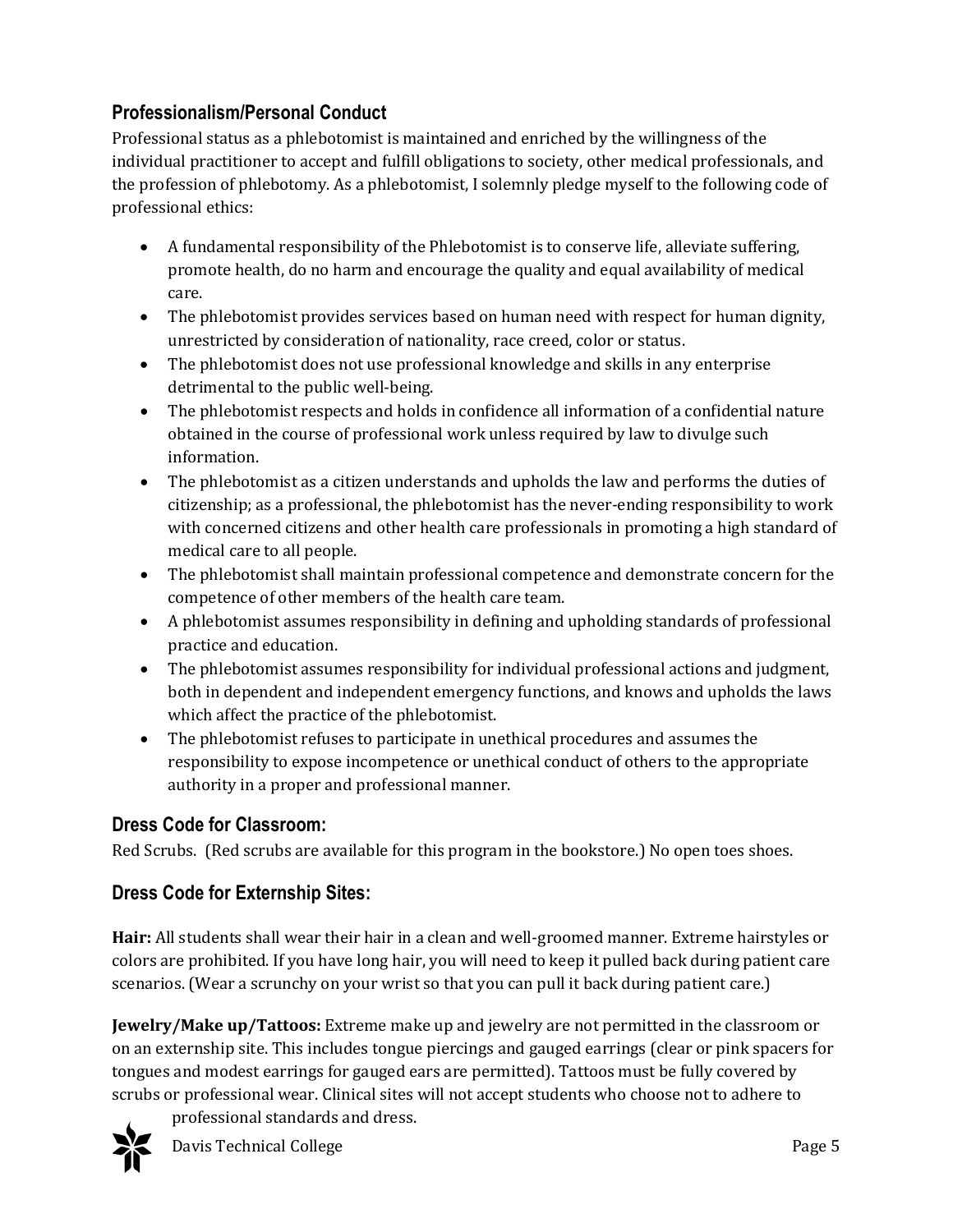## Professionalism/Personal Conduct

Professional status as a phlebotomist is maintained and enriched by the willingness of the individual practitioner to accept and fulfill obligations to society, other medical professionals, and the profession of phlebotomy. As a phlebotomist, I solemnly pledge myself to the following code of professional ethics:

- A fundamental responsibility of the Phlebotomist is to conserve life, alleviate suffering, promote health, do no harm and encourage the quality and equal availability of medical care.
- The phlebotomist provides services based on human need with respect for human dignity, unrestricted by consideration of nationality, race creed, color or status.
- The phlebotomist does not use professional knowledge and skills in any enterprise detrimental to the public well-being.
- The phlebotomist respects and holds in confidence all information of a confidential nature obtained in the course of professional work unless required by law to divulge such information.
- The phlebotomist as a citizen understands and upholds the law and performs the duties of citizenship; as a professional, the phlebotomist has the never-ending responsibility to work with concerned citizens and other health care professionals in promoting a high standard of medical care to all people.
- The phlebotomist shall maintain professional competence and demonstrate concern for the competence of other members of the health care team.
- A phlebotomist assumes responsibility in defining and upholding standards of professional practice and education.
- The phlebotomist assumes responsibility for individual professional actions and judgment, both in dependent and independent emergency functions, and knows and upholds the laws which affect the practice of the phlebotomist.
- The phlebotomist refuses to participate in unethical procedures and assumes the responsibility to expose incompetence or unethical conduct of others to the appropriate authority in a proper and professional manner.

## Dress Code for Classroom:

Red Scrubs. (Red scrubs are available for this program in the bookstore.) No open toes shoes.

## Dress Code for Externship Sites:

**Hair:** All students shall wear their hair in a clean and well-groomed manner. Extreme hairstyles or colors are prohibited. If you have long hair, you will need to keep it pulled back during patient care scenarios. (Wear a scrunchy on your wrist so that you can pull it back during patient care.)

**Jewelry/Make up/Tattoos:** Extreme make up and jewelry are not permitted in the classroom or on an externship site. This includes tongue piercings and gauged earrings (clear or pink spacers for tongues and modest earrings for gauged ears are permitted). Tattoos must be fully covered by scrubs or professional wear. Clinical sites will not accept students who choose not to adhere to professional standards and dress.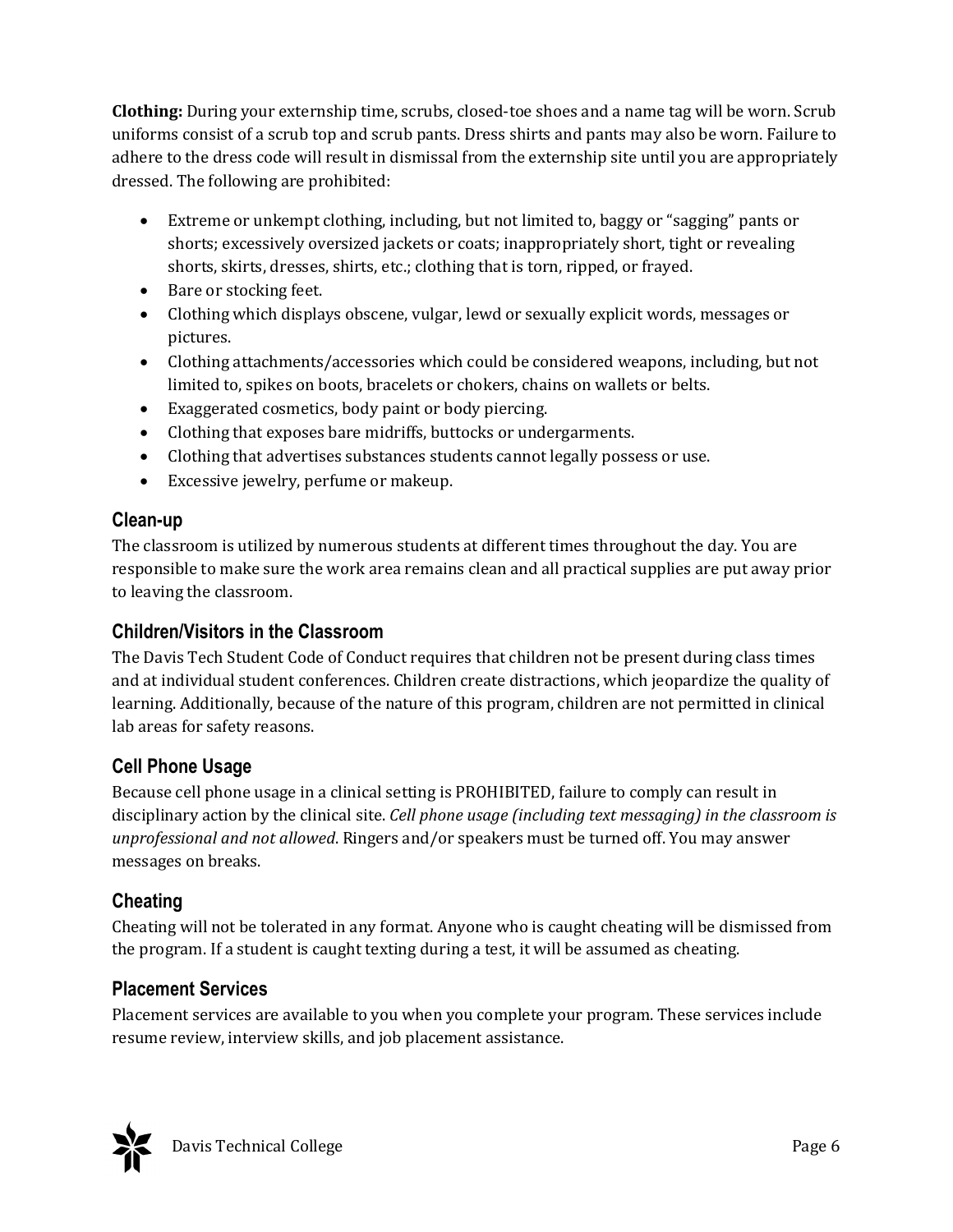**Clothing:** During your externship time, scrubs, closed-toe shoes and a name tag will be worn. Scrub uniforms consist of a scrub top and scrub pants. Dress shirts and pants may also be worn. Failure to adhere to the dress code will result in dismissal from the externship site until you are appropriately dressed. The following are prohibited:

- Extreme or unkempt clothing, including, but not limited to, baggy or "sagging" pants or shorts; excessively oversized jackets or coats; inappropriately short, tight or revealing shorts, skirts, dresses, shirts, etc.; clothing that is torn, ripped, or frayed.
- Bare or stocking feet.
- Clothing which displays obscene, vulgar, lewd or sexually explicit words, messages or pictures.
- Clothing attachments/accessories which could be considered weapons, including, but not limited to, spikes on boots, bracelets or chokers, chains on wallets or belts.
- Exaggerated cosmetics, body paint or body piercing.
- Clothing that exposes bare midriffs, buttocks or undergarments.
- Clothing that advertises substances students cannot legally possess or use.
- Excessive jewelry, perfume or makeup.

## Clean-up

The classroom is utilized by numerous students at different times throughout the day. You are responsible to make sure the work area remains clean and all practical supplies are put away prior to leaving the classroom.

## Children/Visitors in the Classroom

The Davis Tech Student Code of Conduct requires that children not be present during class times and at individual student conferences. Children create distractions, which jeopardize the quality of learning. Additionally, because of the nature of this program, children are not permitted in clinical lab areas for safety reasons.

## Cell Phone Usage

Because cell phone usage in a clinical setting is PROHIBITED, failure to comply can result in disciplinary action by the clinical site. *Cell phone usage (including text messaging) in the classroom is unprofessional and not allowed*. Ringers and/or speakers must be turned off. You may answer messages on breaks.

## Cheating

Cheating will not be tolerated in any format. Anyone who is caught cheating will be dismissed from the program. If a student is caught texting during a test, it will be assumed as cheating.

## Placement Services

Placement services are available to you when you complete your program. These services include resume review, interview skills, and job placement assistance.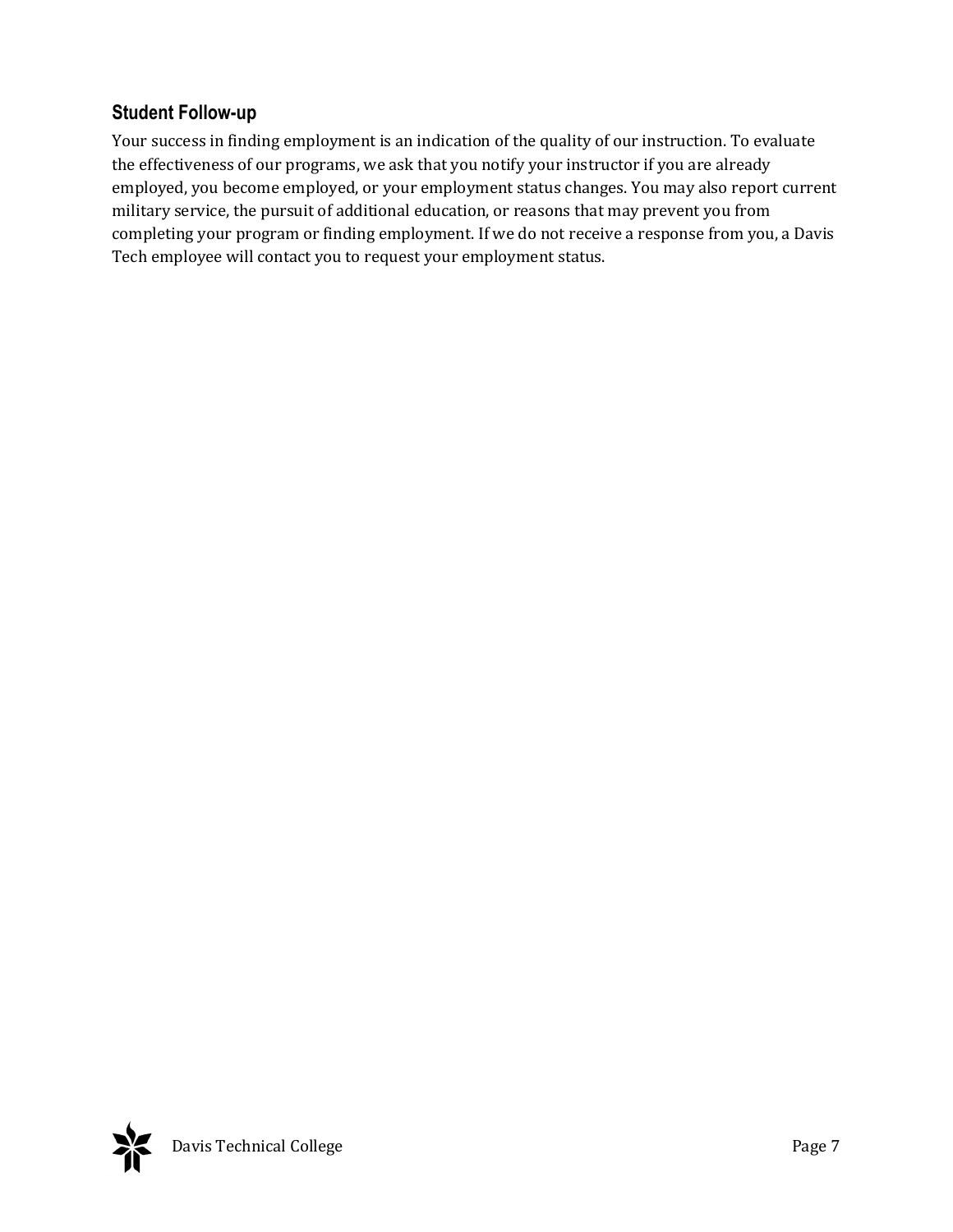### Student Follow-up

Your success in finding employment is an indication of the quality of our instruction. To evaluate the effectiveness of our programs, we ask that you notify your instructor if you are already employed, you become employed, or your employment status changes. You may also report current military service, the pursuit of additional education, or reasons that may prevent you from completing your program or finding employment. If we do not receive a response from you, a Davis Tech employee will contact you to request your employment status.